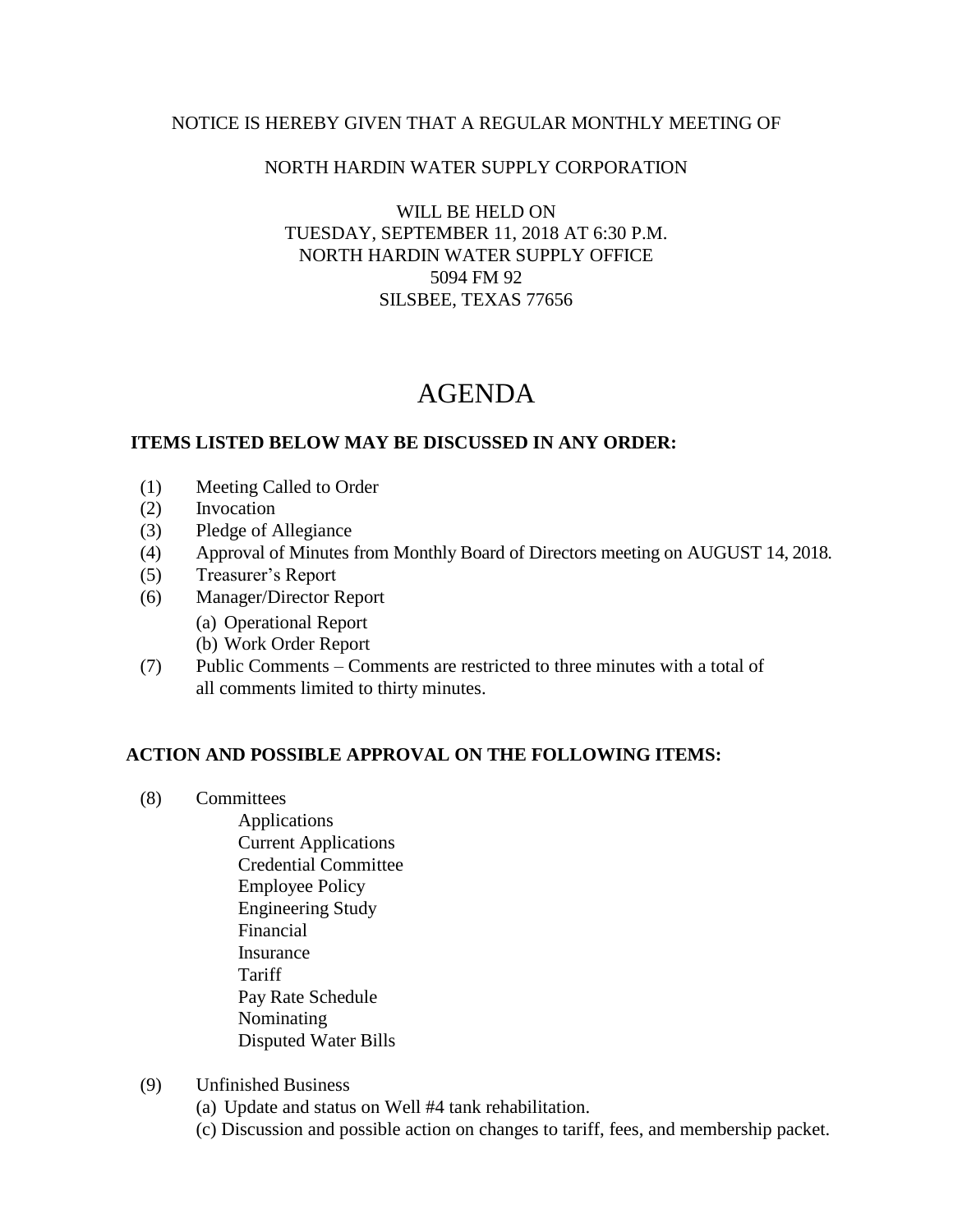NOTICE IS HEREBY GIVEN THAT A REGULAR MONTHLY MEETING OF

NORTH HARDIN WATER SUPPLY CORPORATION

WILL BE HELD ON
TUESDAY, SEPTEMBER 11, 2018 AT 6:30 P.M.
NORTH HARDIN WATER SUPPLY OFFICE
5094 FM 92
SILSBEE, TEXAS 77656

# AGENDA

**ITEMS LISTED BELOW MAY BE DISCUSSED IN ANY ORDER:**

(1) Meeting Called to Order
(2) Invocation
(3) Pledge of Allegiance
(4) Approval of Minutes from Monthly Board of Directors meeting on AUGUST 14, 2018.
(5) Treasurer's Report
(6) Manager/Director Report
  (a) Operational Report
  (b) Work Order Report
(7) Public Comments – Comments are restricted to three minutes with a total of all comments limited to thirty minutes.

**ACTION AND POSSIBLE APPROVAL ON THE FOLLOWING ITEMS:**

(8) Committees
  Applications
  Current Applications
  Credential Committee
  Employee Policy
  Engineering Study
  Financial
  Insurance
  Tariff
  Pay Rate Schedule
  Nominating
  Disputed Water Bills

(9) Unfinished Business
  (a) Update and status on Well #4 tank rehabilitation.
  (c) Discussion and possible action on changes to tariff, fees, and membership packet.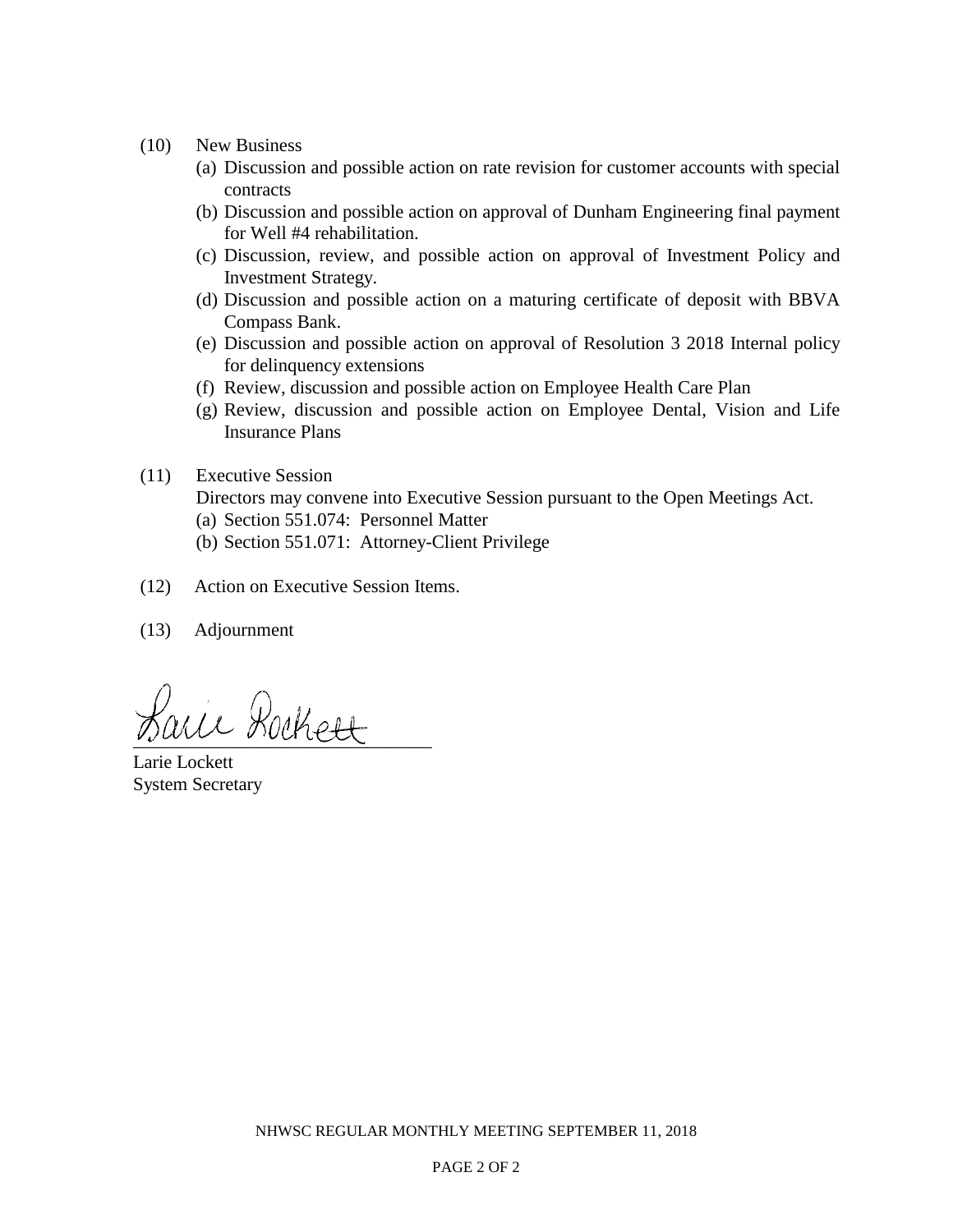(10) New Business

(a) Discussion and possible action on rate revision for customer accounts with special contracts

(b) Discussion and possible action on approval of Dunham Engineering final payment for Well #4 rehabilitation.

(c) Discussion, review, and possible action on approval of Investment Policy and Investment Strategy.

(d) Discussion and possible action on a maturing certificate of deposit with BBVA Compass Bank.

(e) Discussion and possible action on approval of Resolution 3 2018 Internal policy for delinquency extensions

(f) Review, discussion and possible action on Employee Health Care Plan

(g) Review, discussion and possible action on Employee Dental, Vision and Life Insurance Plans

(11) Executive Session

Directors may convene into Executive Session pursuant to the Open Meetings Act.

(a) Section 551.074: Personnel Matter

(b) Section 551.071: Attorney-Client Privilege

(12) Action on Executive Session Items.

(13) Adjournment

Larie Lockett
System Secretary